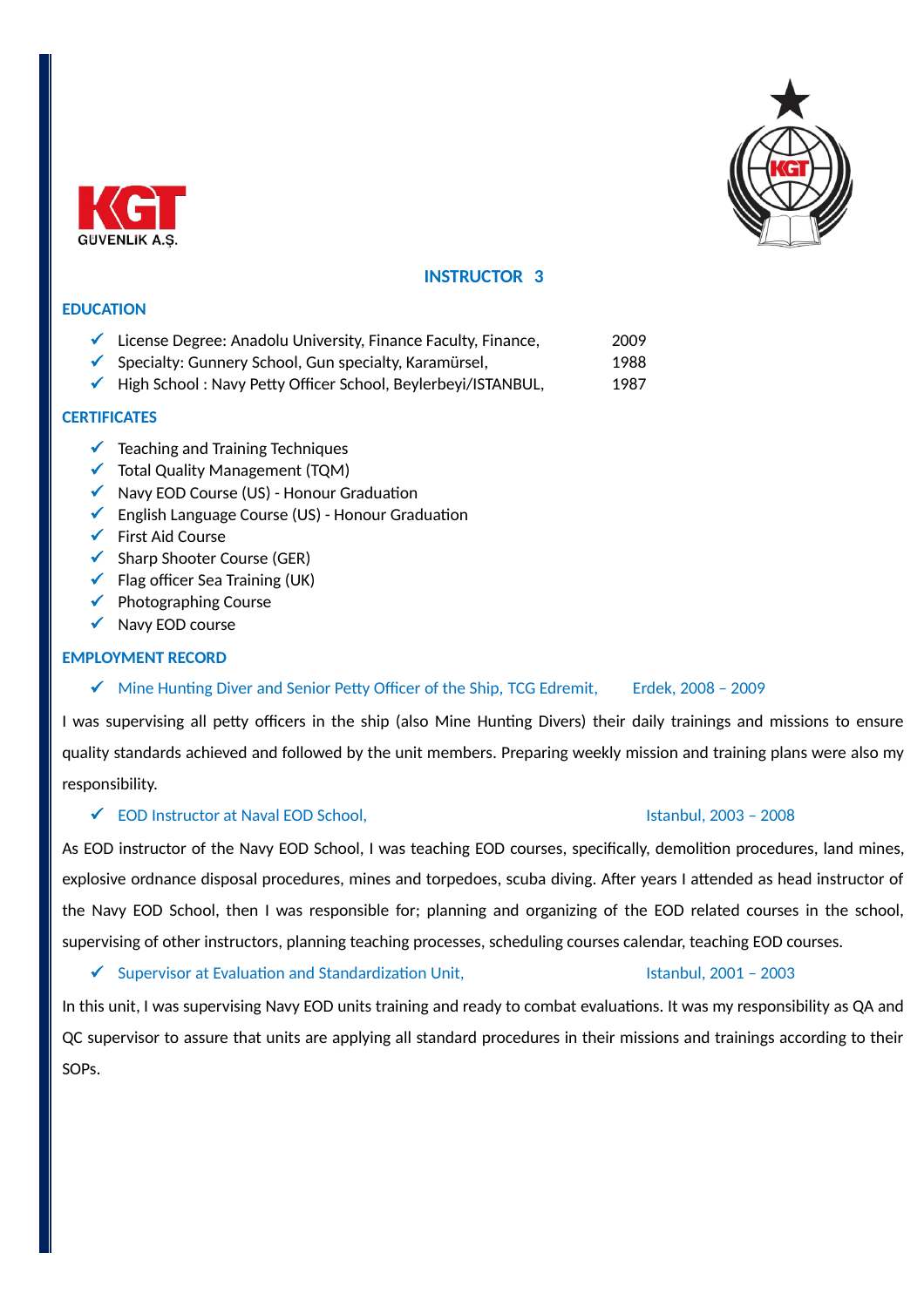KGT GÜVENLIK A.Ş.

# INSTRUCTOR 3

## EDUCATION

- ✓ License Degree: Anadolu University, Finance Faculty, Finance, 2009
- ✓ Specialty: Gunnery School, Gun specialty, Karamürsel, 1988
- ✓ High School : Navy Petty Officer School, Beylerbeyi/ISTANBUL, 1987

## CERTIFICATES

- ✓ Teaching and Training Techniques
- ✓ Total Quality Management (TQM)
- ✓ Navy EOD Course (US) - Honour Graduation
- ✓ English Language Course (US) - Honour Graduation
- ✓ First Aid Course
- ✓ Sharp Shooter Course (GER)
- ✓ Flag officer Sea Training (UK)
- ✓ Photographing Course
- ✓ Navy EOD course

## EMPLOYMENT RECORD

- ✓ Mine Hunting Diver and Senior Petty Officer of the Ship, TCG Edremit, Erdek, 2008 – 2009

I was supervising all petty officers in the ship (also Mine Hunting Divers) their daily trainings and missions to ensure quality standards achieved and followed by the unit members. Preparing weekly mission and training plans were also my responsibility.

- ✓ EOD Instructor at Naval EOD School, Istanbul, 2003 – 2008

As EOD instructor of the Navy EOD School, I was teaching EOD courses, specifically, demolition procedures, land mines, explosive ordnance disposal procedures, mines and torpedoes, scuba diving. After years I attended as head instructor of the Navy EOD School, then I was responsible for; planning and organizing of the EOD related courses in the school, supervising of other instructors, planning teaching processes, scheduling courses calendar, teaching EOD courses.

- ✓ Supervisor at Evaluation and Standardization Unit, Istanbul, 2001 – 2003

In this unit, I was supervising Navy EOD units training and ready to combat evaluations. It was my responsibility as QA and QC supervisor to assure that units are applying all standard procedures in their missions and trainings according to their SOPs.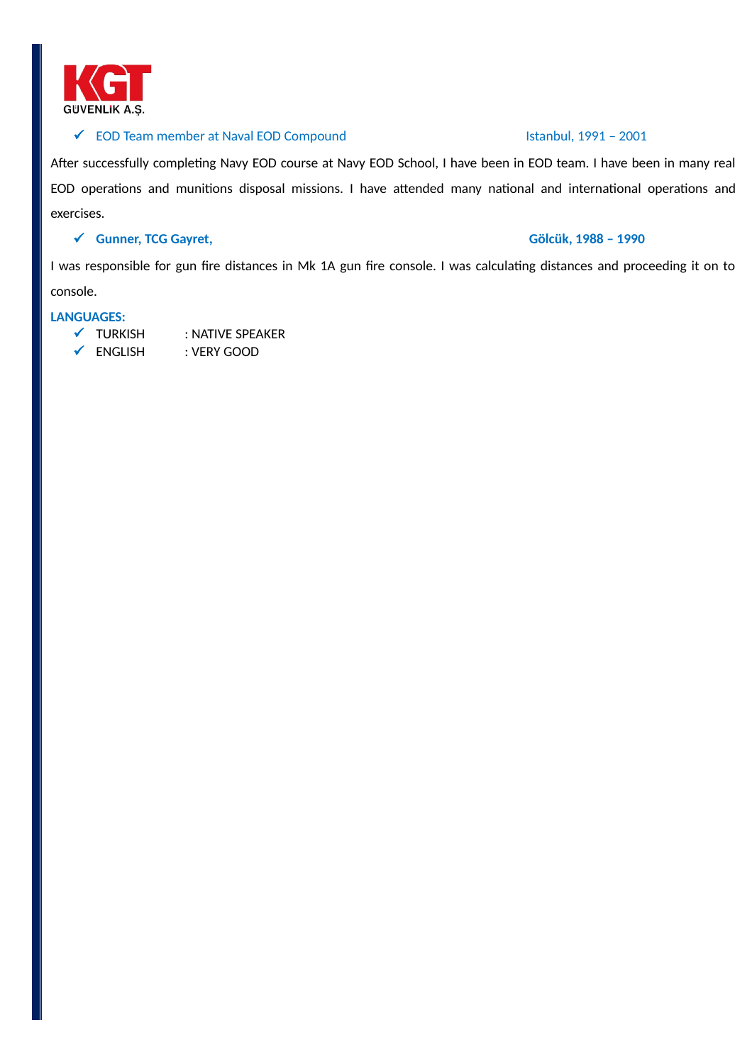KGT GÜVENLİK A.Ş.

- ✓ EOD Team member at Naval EOD Compound Istanbul, 1991 – 2001

After successfully completing Navy EOD course at Navy EOD School, I have been in EOD team. I have been in many real EOD operations and munitions disposal missions. I have attended many national and international operations and exercises.

- ✓ **Gunner, TCG Gayret, Gölcük, 1988 – 1990**

I was responsible for gun fire distances in Mk 1A gun fire console. I was calculating distances and proceeding it on to console.

**LANGUAGES:**

- ✓ TURKISH : NATIVE SPEAKER
- ✓ ENGLISH : VERY GOOD